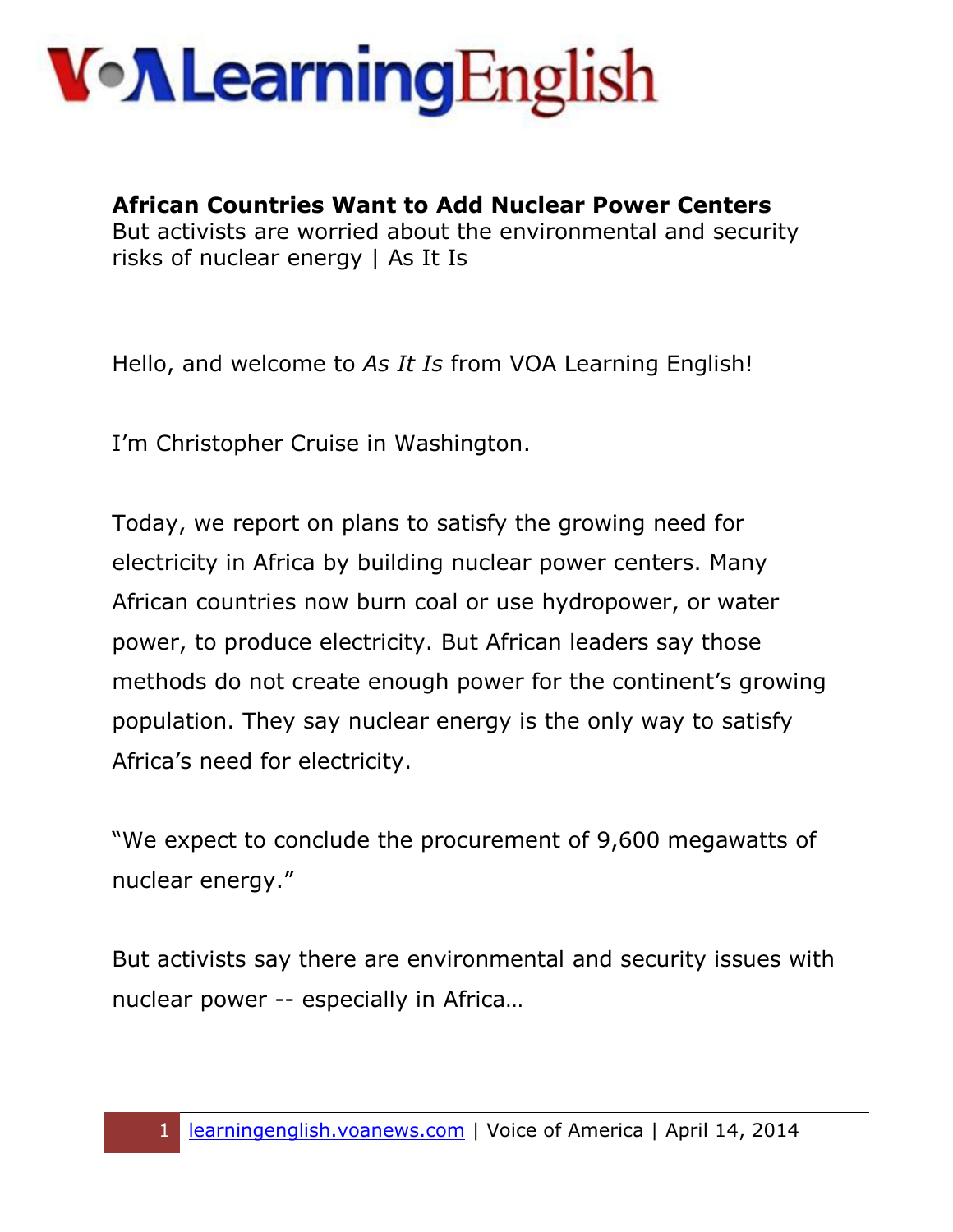**African Countries Want to Add Nuclear Power Centers**
But activists are worried about the environmental and security risks of nuclear energy | As It Is

Hello, and welcome to *As It Is* from VOA Learning English!

I'm Christopher Cruise in Washington.

Today, we report on plans to satisfy the growing need for electricity in Africa by building nuclear power centers. Many African countries now burn coal or use hydropower, or water power, to produce electricity. But African leaders say those methods do not create enough power for the continent's growing population. They say nuclear energy is the only way to satisfy Africa's need for electricity.

"We expect to conclude the procurement of 9,600 megawatts of nuclear energy."

But activists say there are environmental and security issues with nuclear power -- especially in Africa…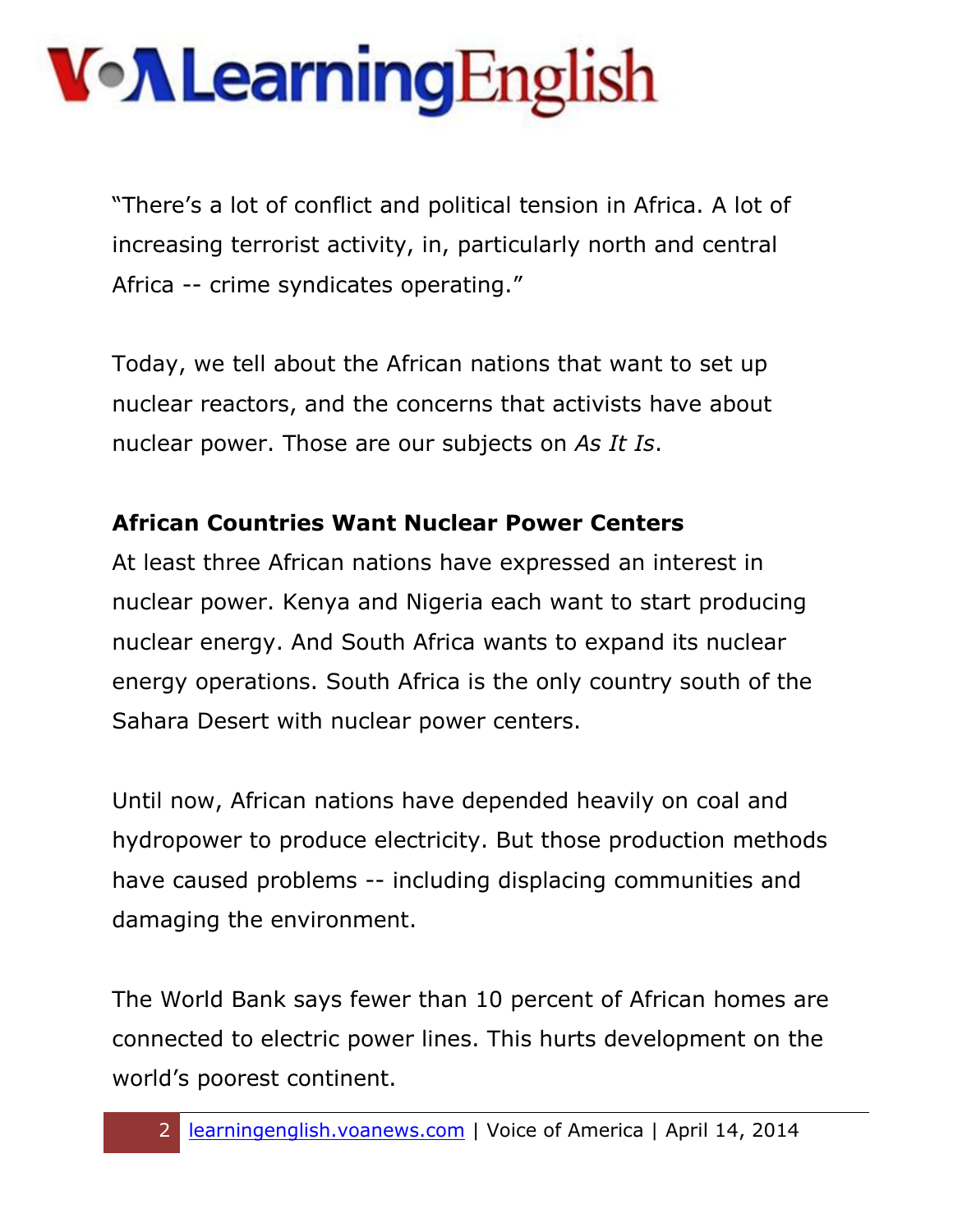"There's a lot of conflict and political tension in Africa. A lot of increasing terrorist activity, in, particularly north and central Africa -- crime syndicates operating."

Today, we tell about the African nations that want to set up nuclear reactors, and the concerns that activists have about nuclear power. Those are our subjects on *As It Is*.

**African Countries Want Nuclear Power Centers**

At least three African nations have expressed an interest in nuclear power. Kenya and Nigeria each want to start producing nuclear energy. And South Africa wants to expand its nuclear energy operations. South Africa is the only country south of the Sahara Desert with nuclear power centers.

Until now, African nations have depended heavily on coal and hydropower to produce electricity. But those production methods have caused problems -- including displacing communities and damaging the environment.

The World Bank says fewer than 10 percent of African homes are connected to electric power lines. This hurts development on the world's poorest continent.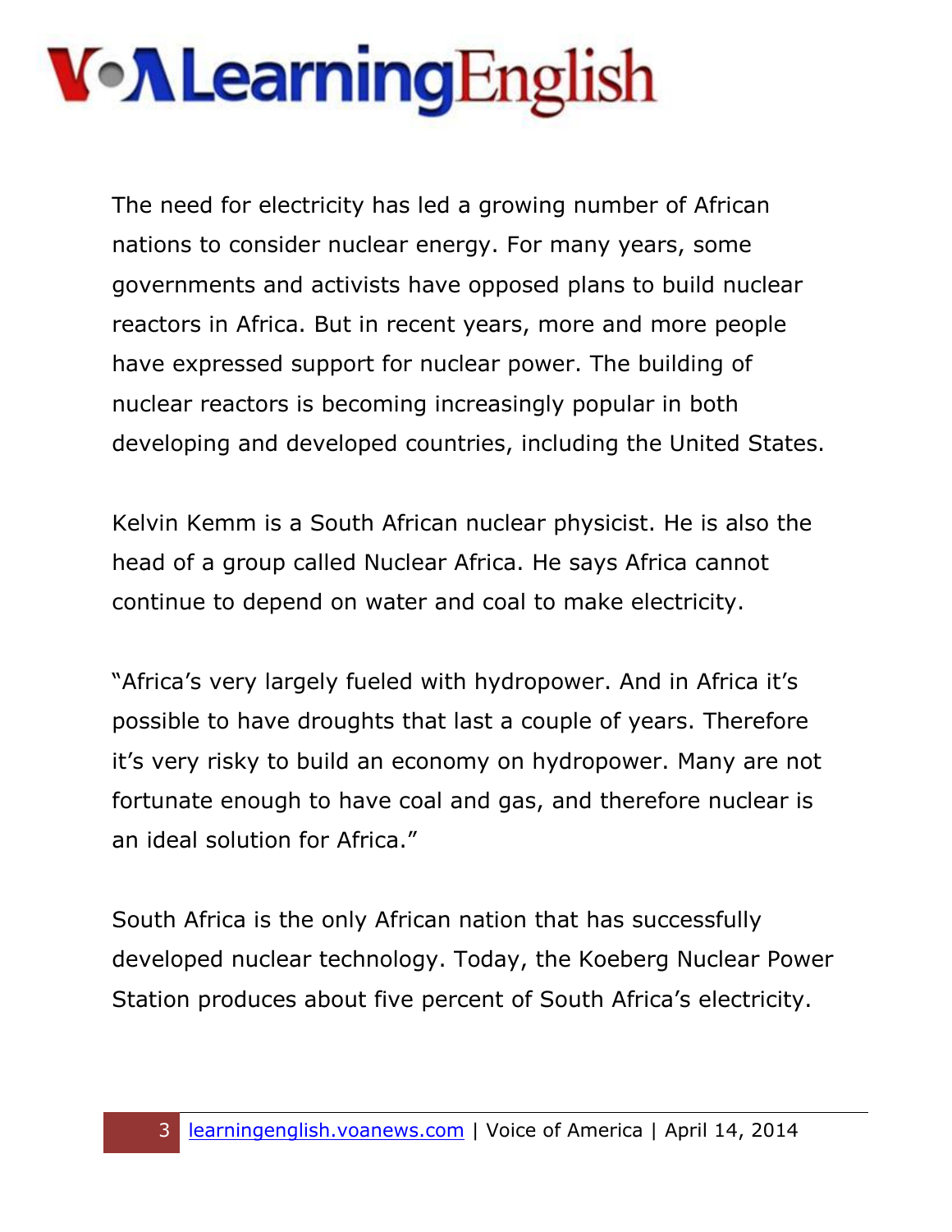The need for electricity has led a growing number of African nations to consider nuclear energy. For many years, some governments and activists have opposed plans to build nuclear reactors in Africa. But in recent years, more and more people have expressed support for nuclear power. The building of nuclear reactors is becoming increasingly popular in both developing and developed countries, including the United States.

Kelvin Kemm is a South African nuclear physicist. He is also the head of a group called Nuclear Africa. He says Africa cannot continue to depend on water and coal to make electricity.

"Africa's very largely fueled with hydropower. And in Africa it's possible to have droughts that last a couple of years. Therefore it's very risky to build an economy on hydropower. Many are not fortunate enough to have coal and gas, and therefore nuclear is an ideal solution for Africa."

South Africa is the only African nation that has successfully developed nuclear technology. Today, the Koeberg Nuclear Power Station produces about five percent of South Africa's electricity.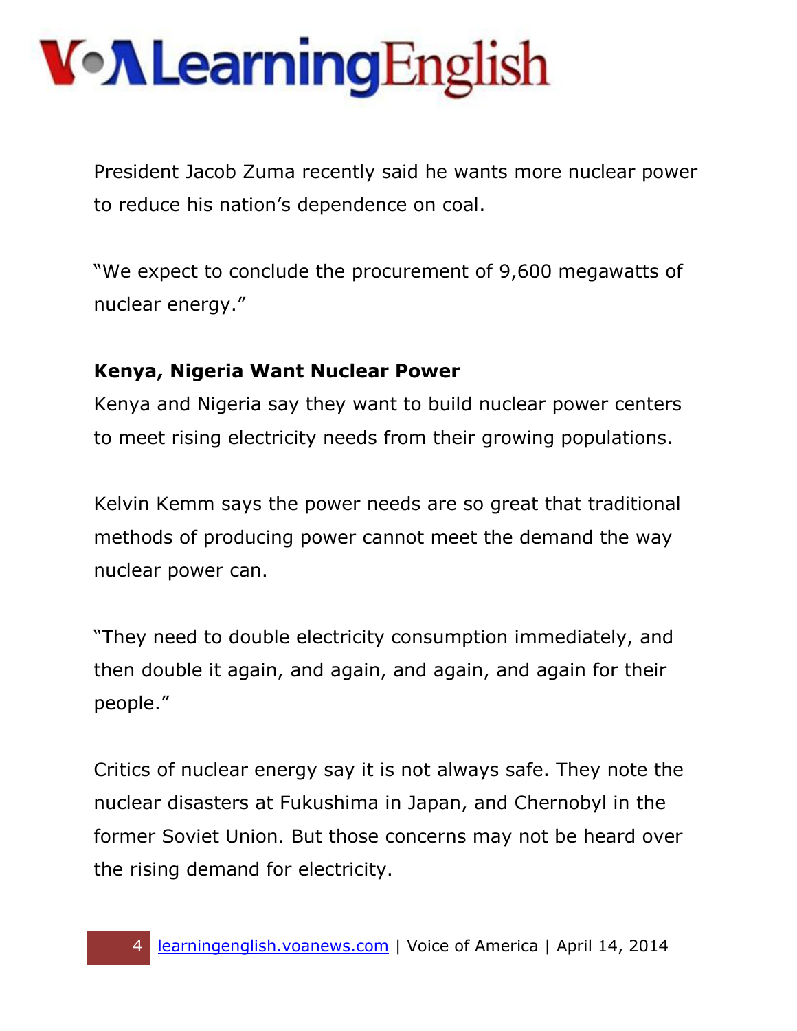President Jacob Zuma recently said he wants more nuclear power to reduce his nation's dependence on coal.

"We expect to conclude the procurement of 9,600 megawatts of nuclear energy."

**Kenya, Nigeria Want Nuclear Power**

Kenya and Nigeria say they want to build nuclear power centers to meet rising electricity needs from their growing populations.

Kelvin Kemm says the power needs are so great that traditional methods of producing power cannot meet the demand the way nuclear power can.

"They need to double electricity consumption immediately, and then double it again, and again, and again, and again for their people."

Critics of nuclear energy say it is not always safe. They note the nuclear disasters at Fukushima in Japan, and Chernobyl in the former Soviet Union. But those concerns may not be heard over the rising demand for electricity.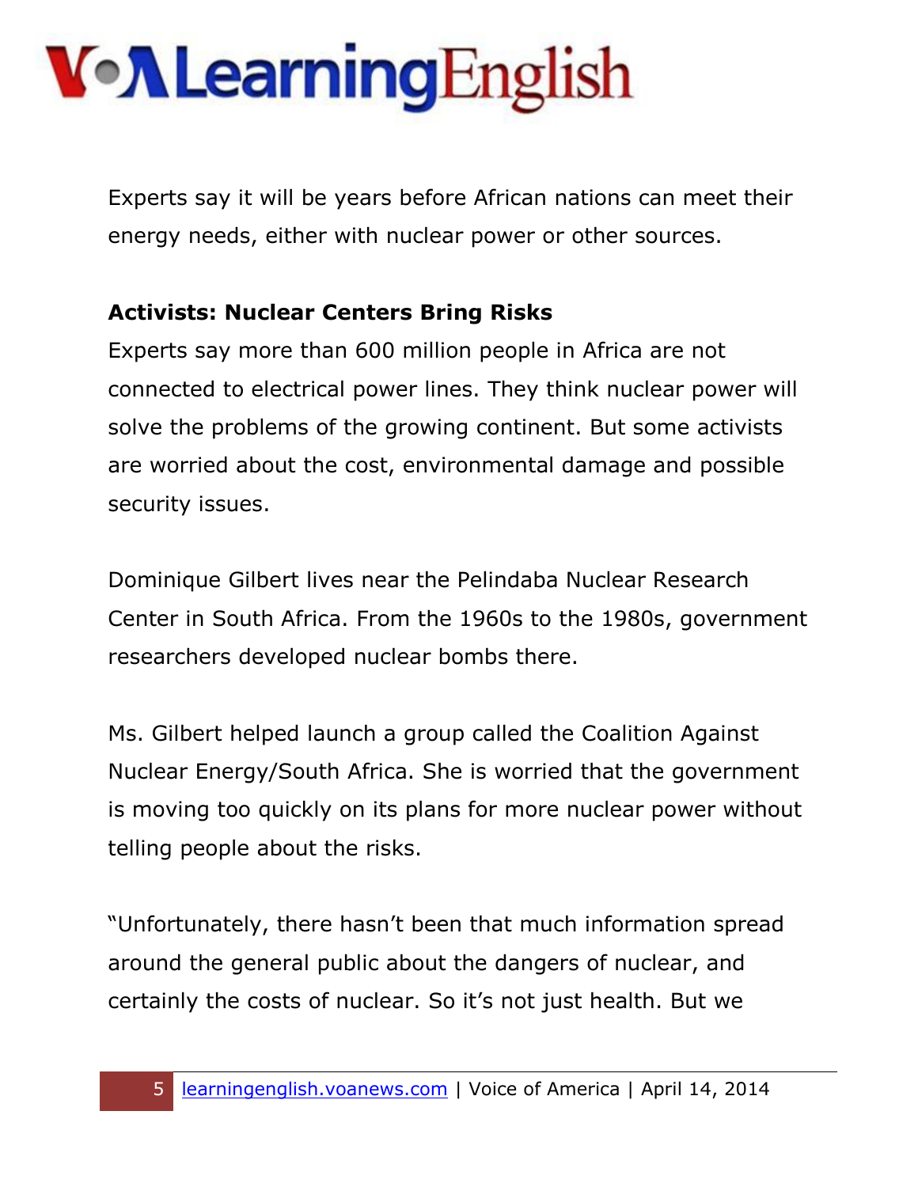Experts say it will be years before African nations can meet their energy needs, either with nuclear power or other sources.

**Activists: Nuclear Centers Bring Risks**

Experts say more than 600 million people in Africa are not connected to electrical power lines. They think nuclear power will solve the problems of the growing continent. But some activists are worried about the cost, environmental damage and possible security issues.

Dominique Gilbert lives near the Pelindaba Nuclear Research Center in South Africa. From the 1960s to the 1980s, government researchers developed nuclear bombs there.

Ms. Gilbert helped launch a group called the Coalition Against Nuclear Energy/South Africa. She is worried that the government is moving too quickly on its plans for more nuclear power without telling people about the risks.

"Unfortunately, there hasn't been that much information spread around the general public about the dangers of nuclear, and certainly the costs of nuclear. So it's not just health. But we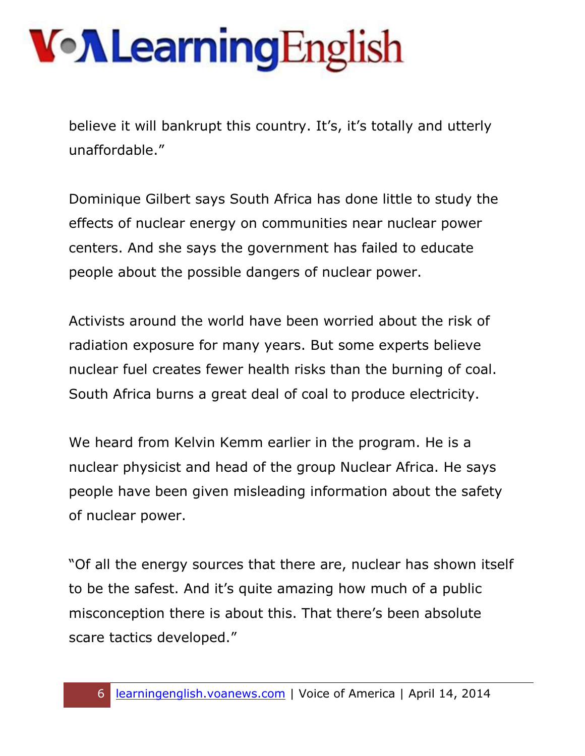believe it will bankrupt this country. It’s, it’s totally and utterly unaffordable.”

Dominique Gilbert says South Africa has done little to study the effects of nuclear energy on communities near nuclear power centers. And she says the government has failed to educate people about the possible dangers of nuclear power.

Activists around the world have been worried about the risk of radiation exposure for many years. But some experts believe nuclear fuel creates fewer health risks than the burning of coal. South Africa burns a great deal of coal to produce electricity.

We heard from Kelvin Kemm earlier in the program. He is a nuclear physicist and head of the group Nuclear Africa. He says people have been given misleading information about the safety of nuclear power.

“Of all the energy sources that there are, nuclear has shown itself to be the safest. And it’s quite amazing how much of a public misconception there is about this. That there’s been absolute scare tactics developed.”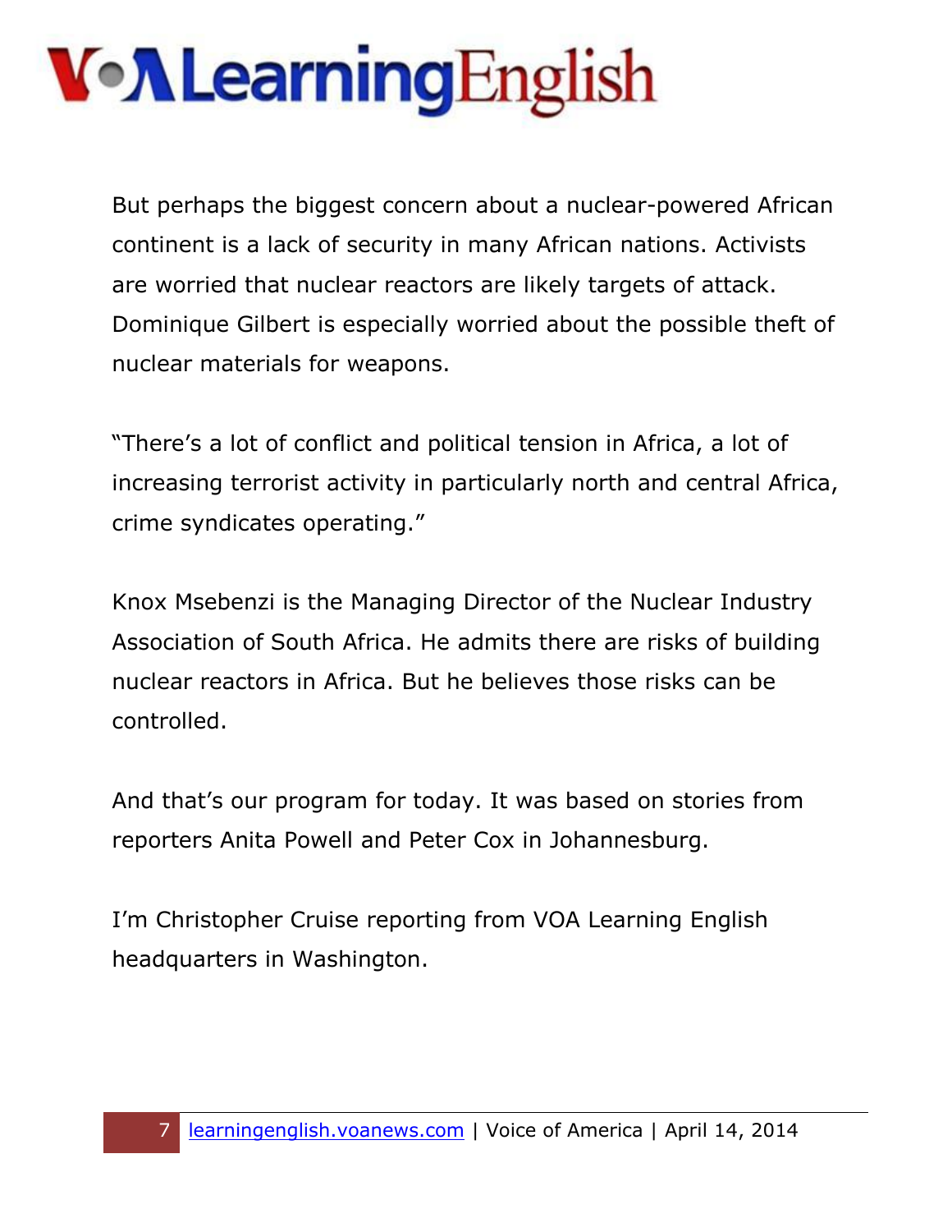But perhaps the biggest concern about a nuclear-powered African continent is a lack of security in many African nations. Activists are worried that nuclear reactors are likely targets of attack. Dominique Gilbert is especially worried about the possible theft of nuclear materials for weapons.

"There's a lot of conflict and political tension in Africa, a lot of increasing terrorist activity in particularly north and central Africa, crime syndicates operating."

Knox Msebenzi is the Managing Director of the Nuclear Industry Association of South Africa. He admits there are risks of building nuclear reactors in Africa. But he believes those risks can be controlled.

And that's our program for today. It was based on stories from reporters Anita Powell and Peter Cox in Johannesburg.

I'm Christopher Cruise reporting from VOA Learning English headquarters in Washington.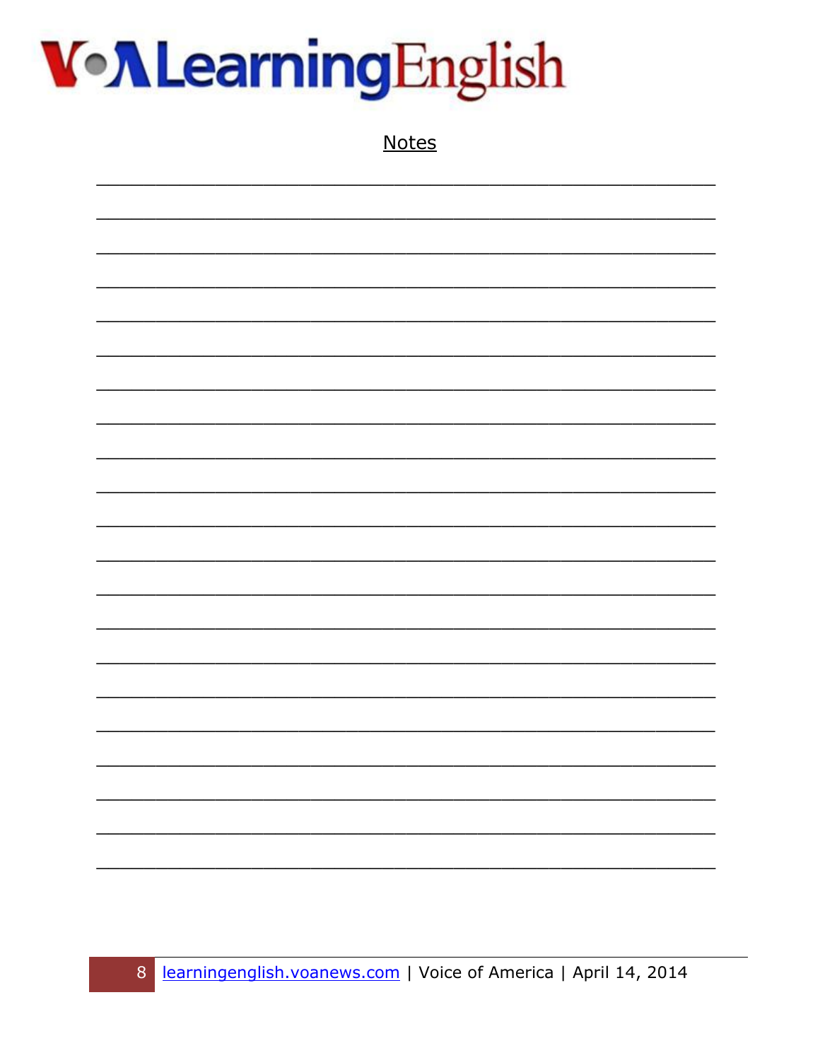## Notes

\_\_\_\_\_\_\_\_\_\_\_\_\_\_\_\_\_\_\_\_\_\_\_\_\_\_\_\_\_\_\_\_\_\_\_\_\_\_\_\_\_\_\_\_\_\_\_\_\_\_\_\_\_\_\_\_\_\_\_\_\_\_\_\_\_\_\_\_\_\_\_\_

\_\_\_\_\_\_\_\_\_\_\_\_\_\_\_\_\_\_\_\_\_\_\_\_\_\_\_\_\_\_\_\_\_\_\_\_\_\_\_\_\_\_\_\_\_\_\_\_\_\_\_\_\_\_\_\_\_\_\_\_\_\_\_\_\_\_\_\_\_\_\_\_

\_\_\_\_\_\_\_\_\_\_\_\_\_\_\_\_\_\_\_\_\_\_\_\_\_\_\_\_\_\_\_\_\_\_\_\_\_\_\_\_\_\_\_\_\_\_\_\_\_\_\_\_\_\_\_\_\_\_\_\_\_\_\_\_\_\_\_\_\_\_\_\_

\_\_\_\_\_\_\_\_\_\_\_\_\_\_\_\_\_\_\_\_\_\_\_\_\_\_\_\_\_\_\_\_\_\_\_\_\_\_\_\_\_\_\_\_\_\_\_\_\_\_\_\_\_\_\_\_\_\_\_\_\_\_\_\_\_\_\_\_\_\_\_\_

\_\_\_\_\_\_\_\_\_\_\_\_\_\_\_\_\_\_\_\_\_\_\_\_\_\_\_\_\_\_\_\_\_\_\_\_\_\_\_\_\_\_\_\_\_\_\_\_\_\_\_\_\_\_\_\_\_\_\_\_\_\_\_\_\_\_\_\_\_\_\_\_

\_\_\_\_\_\_\_\_\_\_\_\_\_\_\_\_\_\_\_\_\_\_\_\_\_\_\_\_\_\_\_\_\_\_\_\_\_\_\_\_\_\_\_\_\_\_\_\_\_\_\_\_\_\_\_\_\_\_\_\_\_\_\_\_\_\_\_\_\_\_\_\_

\_\_\_\_\_\_\_\_\_\_\_\_\_\_\_\_\_\_\_\_\_\_\_\_\_\_\_\_\_\_\_\_\_\_\_\_\_\_\_\_\_\_\_\_\_\_\_\_\_\_\_\_\_\_\_\_\_\_\_\_\_\_\_\_\_\_\_\_\_\_\_\_

\_\_\_\_\_\_\_\_\_\_\_\_\_\_\_\_\_\_\_\_\_\_\_\_\_\_\_\_\_\_\_\_\_\_\_\_\_\_\_\_\_\_\_\_\_\_\_\_\_\_\_\_\_\_\_\_\_\_\_\_\_\_\_\_\_\_\_\_\_\_\_\_

\_\_\_\_\_\_\_\_\_\_\_\_\_\_\_\_\_\_\_\_\_\_\_\_\_\_\_\_\_\_\_\_\_\_\_\_\_\_\_\_\_\_\_\_\_\_\_\_\_\_\_\_\_\_\_\_\_\_\_\_\_\_\_\_\_\_\_\_\_\_\_\_

\_\_\_\_\_\_\_\_\_\_\_\_\_\_\_\_\_\_\_\_\_\_\_\_\_\_\_\_\_\_\_\_\_\_\_\_\_\_\_\_\_\_\_\_\_\_\_\_\_\_\_\_\_\_\_\_\_\_\_\_\_\_\_\_\_\_\_\_\_\_\_\_

\_\_\_\_\_\_\_\_\_\_\_\_\_\_\_\_\_\_\_\_\_\_\_\_\_\_\_\_\_\_\_\_\_\_\_\_\_\_\_\_\_\_\_\_\_\_\_\_\_\_\_\_\_\_\_\_\_\_\_\_\_\_\_\_\_\_\_\_\_\_\_\_

\_\_\_\_\_\_\_\_\_\_\_\_\_\_\_\_\_\_\_\_\_\_\_\_\_\_\_\_\_\_\_\_\_\_\_\_\_\_\_\_\_\_\_\_\_\_\_\_\_\_\_\_\_\_\_\_\_\_\_\_\_\_\_\_\_\_\_\_\_\_\_\_

\_\_\_\_\_\_\_\_\_\_\_\_\_\_\_\_\_\_\_\_\_\_\_\_\_\_\_\_\_\_\_\_\_\_\_\_\_\_\_\_\_\_\_\_\_\_\_\_\_\_\_\_\_\_\_\_\_\_\_\_\_\_\_\_\_\_\_\_\_\_\_\_

\_\_\_\_\_\_\_\_\_\_\_\_\_\_\_\_\_\_\_\_\_\_\_\_\_\_\_\_\_\_\_\_\_\_\_\_\_\_\_\_\_\_\_\_\_\_\_\_\_\_\_\_\_\_\_\_\_\_\_\_\_\_\_\_\_\_\_\_\_\_\_\_

\_\_\_\_\_\_\_\_\_\_\_\_\_\_\_\_\_\_\_\_\_\_\_\_\_\_\_\_\_\_\_\_\_\_\_\_\_\_\_\_\_\_\_\_\_\_\_\_\_\_\_\_\_\_\_\_\_\_\_\_\_\_\_\_\_\_\_\_\_\_\_\_

\_\_\_\_\_\_\_\_\_\_\_\_\_\_\_\_\_\_\_\_\_\_\_\_\_\_\_\_\_\_\_\_\_\_\_\_\_\_\_\_\_\_\_\_\_\_\_\_\_\_\_\_\_\_\_\_\_\_\_\_\_\_\_\_\_\_\_\_\_\_\_\_

\_\_\_\_\_\_\_\_\_\_\_\_\_\_\_\_\_\_\_\_\_\_\_\_\_\_\_\_\_\_\_\_\_\_\_\_\_\_\_\_\_\_\_\_\_\_\_\_\_\_\_\_\_\_\_\_\_\_\_\_\_\_\_\_\_\_\_\_\_\_\_\_

\_\_\_\_\_\_\_\_\_\_\_\_\_\_\_\_\_\_\_\_\_\_\_\_\_\_\_\_\_\_\_\_\_\_\_\_\_\_\_\_\_\_\_\_\_\_\_\_\_\_\_\_\_\_\_\_\_\_\_\_\_\_\_\_\_\_\_\_\_\_\_\_

\_\_\_\_\_\_\_\_\_\_\_\_\_\_\_\_\_\_\_\_\_\_\_\_\_\_\_\_\_\_\_\_\_\_\_\_\_\_\_\_\_\_\_\_\_\_\_\_\_\_\_\_\_\_\_\_\_\_\_\_\_\_\_\_\_\_\_\_\_\_\_\_

\_\_\_\_\_\_\_\_\_\_\_\_\_\_\_\_\_\_\_\_\_\_\_\_\_\_\_\_\_\_\_\_\_\_\_\_\_\_\_\_\_\_\_\_\_\_\_\_\_\_\_\_\_\_\_\_\_\_\_\_\_\_\_\_\_\_\_\_\_\_\_\_

\_\_\_\_\_\_\_\_\_\_\_\_\_\_\_\_\_\_\_\_\_\_\_\_\_\_\_\_\_\_\_\_\_\_\_\_\_\_\_\_\_\_\_\_\_\_\_\_\_\_\_\_\_\_\_\_\_\_\_\_\_\_\_\_\_\_\_\_\_\_\_\_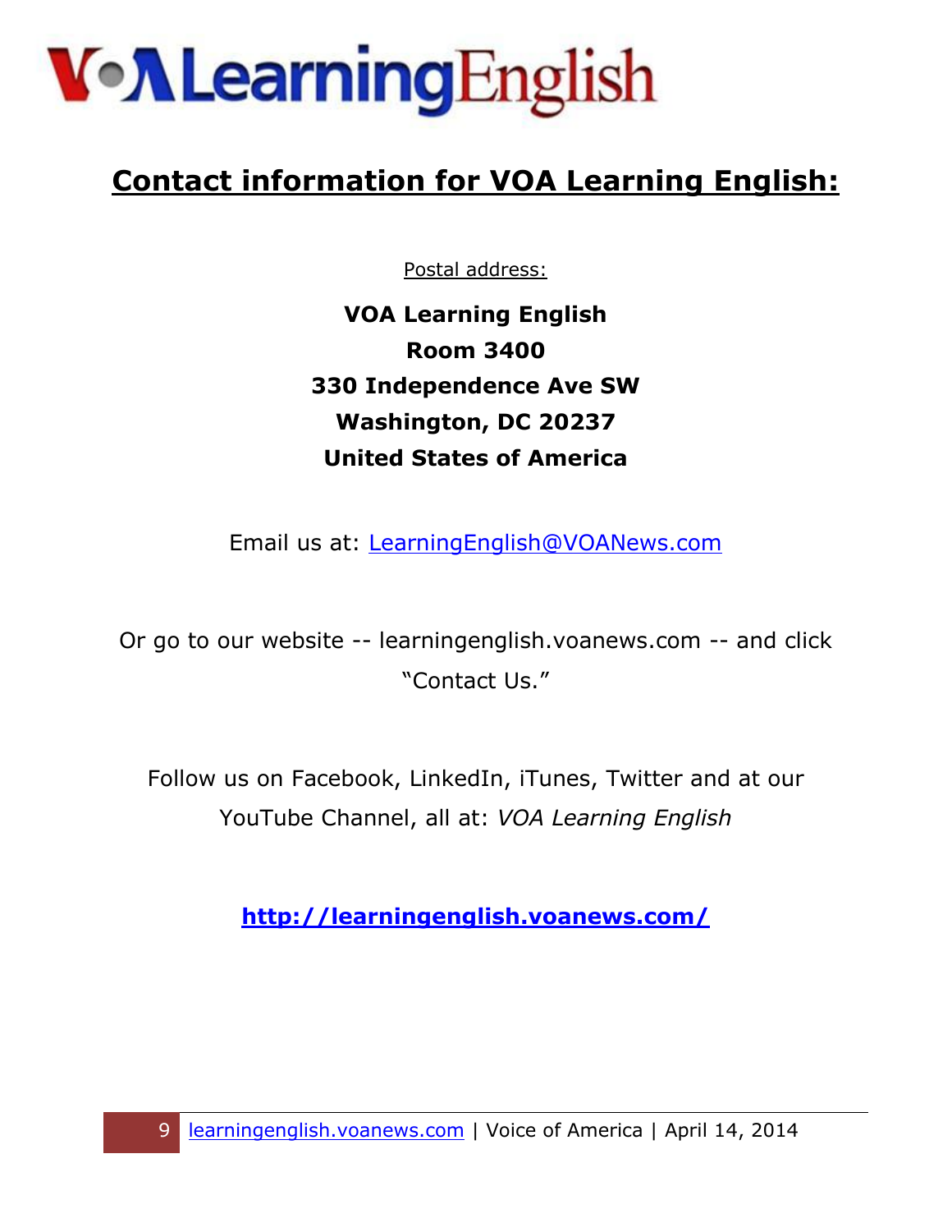VOA Learning English

## Contact information for VOA Learning English:

Postal address:

**VOA Learning English**
**Room 3400**
**330 Independence Ave SW**
**Washington, DC 20237**
**United States of America**

Email us at: LearningEnglish@VOANews.com

Or go to our website -- learningenglish.voanews.com -- and click "Contact Us."

Follow us on Facebook, LinkedIn, iTunes, Twitter and at our YouTube Channel, all at: *VOA Learning English*

**http://learningenglish.voanews.com/**